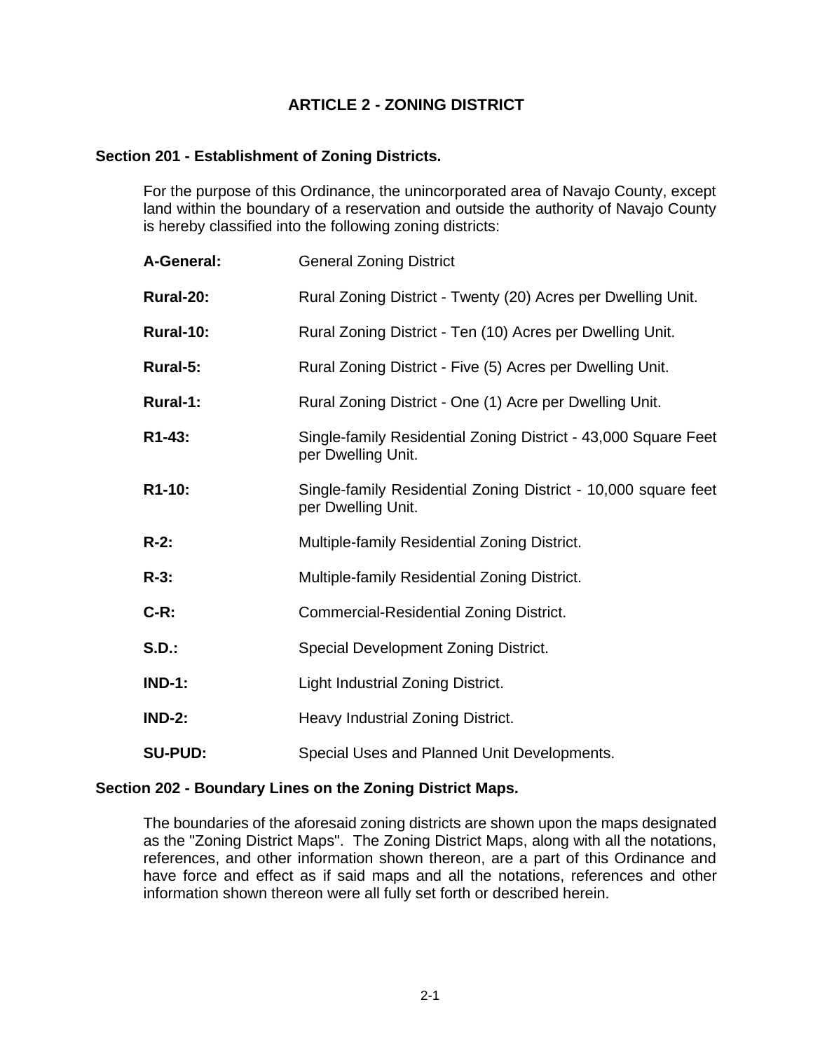# ARTICLE 2 - ZONING DISTRICT

## Section 201 - Establishment of Zoning Districts.

For the purpose of this Ordinance, the unincorporated area of Navajo County, except land within the boundary of a reservation and outside the authority of Navajo County is hereby classified into the following zoning districts:

**A-General:** General Zoning District

**Rural-20:** Rural Zoning District - Twenty (20) Acres per Dwelling Unit.

**Rural-10:** Rural Zoning District - Ten (10) Acres per Dwelling Unit.

**Rural-5:** Rural Zoning District - Five (5) Acres per Dwelling Unit.

**Rural-1:** Rural Zoning District - One (1) Acre per Dwelling Unit.

**R1-43:** Single-family Residential Zoning District - 43,000 Square Feet per Dwelling Unit.

**R1-10:** Single-family Residential Zoning District - 10,000 square feet per Dwelling Unit.

**R-2:** Multiple-family Residential Zoning District.

**R-3:** Multiple-family Residential Zoning District.

**C-R:** Commercial-Residential Zoning District.

**S.D.:** Special Development Zoning District.

**IND-1:** Light Industrial Zoning District.

**IND-2:** Heavy Industrial Zoning District.

**SU-PUD:** Special Uses and Planned Unit Developments.

## Section 202 - Boundary Lines on the Zoning District Maps.

The boundaries of the aforesaid zoning districts are shown upon the maps designated as the "Zoning District Maps". The Zoning District Maps, along with all the notations, references, and other information shown thereon, are a part of this Ordinance and have force and effect as if said maps and all the notations, references and other information shown thereon were all fully set forth or described herein.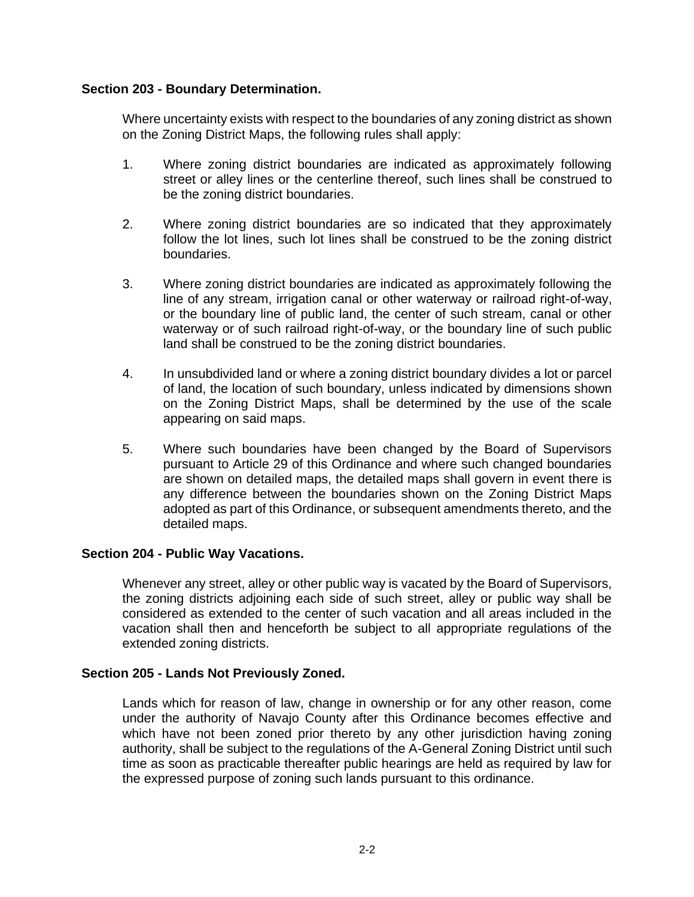**Section 203 - Boundary Determination.**

Where uncertainty exists with respect to the boundaries of any zoning district as shown on the Zoning District Maps, the following rules shall apply:

1. Where zoning district boundaries are indicated as approximately following street or alley lines or the centerline thereof, such lines shall be construed to be the zoning district boundaries.

2. Where zoning district boundaries are so indicated that they approximately follow the lot lines, such lot lines shall be construed to be the zoning district boundaries.

3. Where zoning district boundaries are indicated as approximately following the line of any stream, irrigation canal or other waterway or railroad right-of-way, or the boundary line of public land, the center of such stream, canal or other waterway or of such railroad right-of-way, or the boundary line of such public land shall be construed to be the zoning district boundaries.

4. In unsubdivided land or where a zoning district boundary divides a lot or parcel of land, the location of such boundary, unless indicated by dimensions shown on the Zoning District Maps, shall be determined by the use of the scale appearing on said maps.

5. Where such boundaries have been changed by the Board of Supervisors pursuant to Article 29 of this Ordinance and where such changed boundaries are shown on detailed maps, the detailed maps shall govern in event there is any difference between the boundaries shown on the Zoning District Maps adopted as part of this Ordinance, or subsequent amendments thereto, and the detailed maps.

**Section 204 - Public Way Vacations.**

Whenever any street, alley or other public way is vacated by the Board of Supervisors, the zoning districts adjoining each side of such street, alley or public way shall be considered as extended to the center of such vacation and all areas included in the vacation shall then and henceforth be subject to all appropriate regulations of the extended zoning districts.

**Section 205 - Lands Not Previously Zoned.**

Lands which for reason of law, change in ownership or for any other reason, come under the authority of Navajo County after this Ordinance becomes effective and which have not been zoned prior thereto by any other jurisdiction having zoning authority, shall be subject to the regulations of the A-General Zoning District until such time as soon as practicable thereafter public hearings are held as required by law for the expressed purpose of zoning such lands pursuant to this ordinance.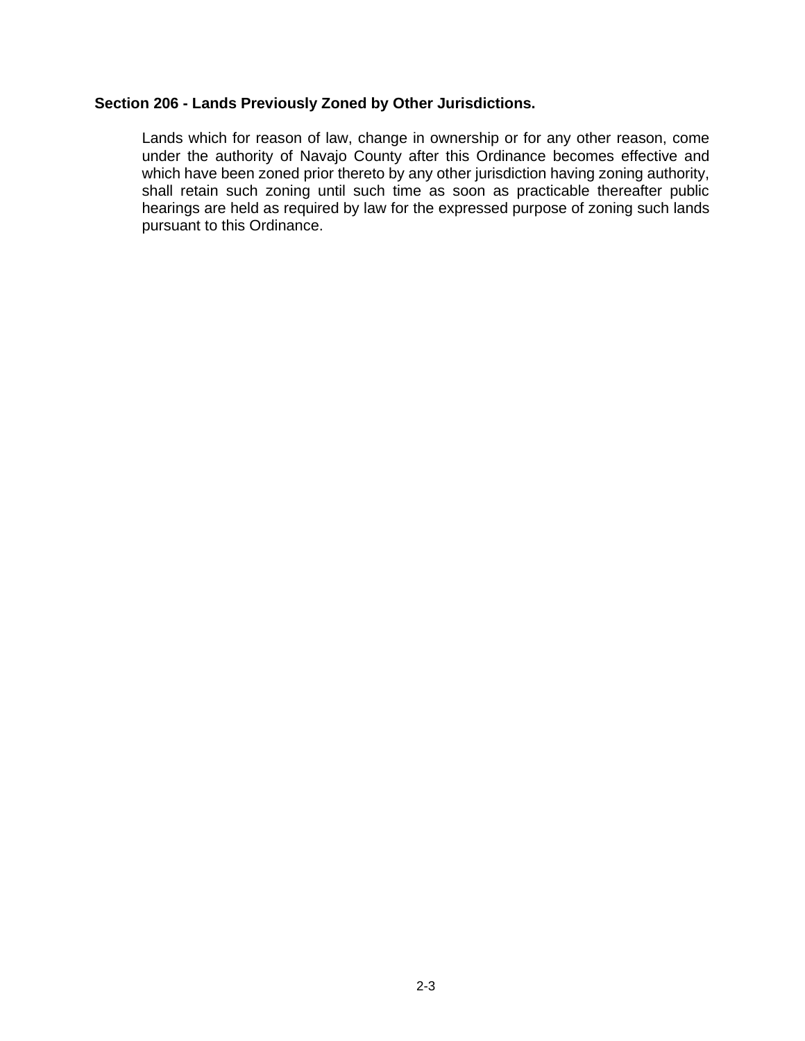**Section 206 - Lands Previously Zoned by Other Jurisdictions.**

Lands which for reason of law, change in ownership or for any other reason, come under the authority of Navajo County after this Ordinance becomes effective and which have been zoned prior thereto by any other jurisdiction having zoning authority, shall retain such zoning until such time as soon as practicable thereafter public hearings are held as required by law for the expressed purpose of zoning such lands pursuant to this Ordinance.